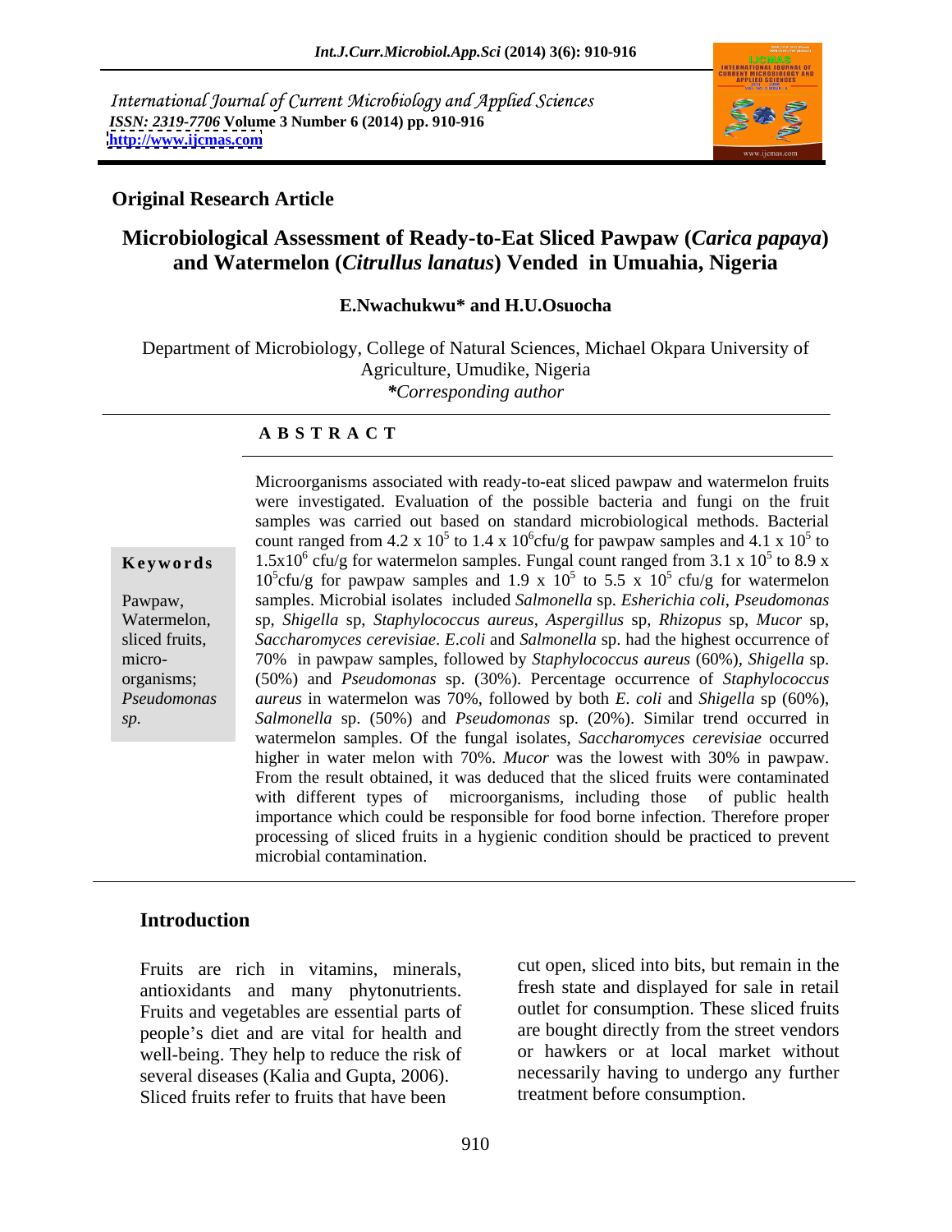International Journal of Current Microbiology and Applied Sciences
*ISSN: 2319-7706* **Volume 3 Number 6 (2014) pp. 910-916**
**http://www.ijcmas.com**

**Original Research Article**

# Microbiological Assessment of Ready-to-Eat Sliced Pawpaw (*Carica papaya*) and Watermelon (*Citrullus lanatus*) Vended in Umuahia, Nigeria

**E.Nwachukwu\* and H.U.Osuocha**

Department of Microbiology, College of Natural Sciences, Michael Okpara University of Agriculture, Umudike, Nigeria
*\*Corresponding author*

## A B S T R A C T

**Keywords**

Pawpaw, Watermelon, sliced fruits, micro-organisms; *Pseudomonas sp.*

Microorganisms associated with ready-to-eat sliced pawpaw and watermelon fruits were investigated. Evaluation of the possible bacteria and fungi on the fruit samples was carried out based on standard microbiological methods. Bacterial count ranged from 4.2 x $10^5$ to 1.4 x $10^6$cfu/g for pawpaw samples and 4.1 x $10^5$ to 1.5x$10^6$ cfu/g for watermelon samples. Fungal count ranged from 3.1 x $10^5$ to 8.9 x $10^5$cfu/g for pawpaw samples and 1.9 x $10^5$ to 5.5 x $10^5$ cfu/g for watermelon samples. Microbial isolates included *Salmonella* sp. *Esherichia coli*, *Pseudomonas* sp, *Shigella* sp, *Staphylococcus aureus*, *Aspergillus* sp, *Rhizopus* sp, *Mucor* sp, *Saccharomyces cerevisiae*. *E.coli* and *Salmonella* sp. had the highest occurrence of 70% in pawpaw samples, followed by *Staphylococcus aureus* (60%), *Shigella* sp. (50%) and *Pseudomonas* sp. (30%). Percentage occurrence of *Staphylococcus aureus* in watermelon was 70%, followed by both *E. coli* and *Shigella* sp (60%), *Salmonella* sp. (50%) and *Pseudomonas* sp. (20%). Similar trend occurred in watermelon samples. Of the fungal isolates, *Saccharomyces cerevisiae* occurred higher in water melon with 70%. *Mucor* was the lowest with 30% in pawpaw. From the result obtained, it was deduced that the sliced fruits were contaminated with different types of microorganisms, including those of public health importance which could be responsible for food borne infection. Therefore proper processing of sliced fruits in a hygienic condition should be practiced to prevent microbial contamination.

## Introduction

Fruits are rich in vitamins, minerals, antioxidants and many phytonutrients. Fruits and vegetables are essential parts of people's diet and are vital for health and well-being. They help to reduce the risk of several diseases (Kalia and Gupta, 2006). Sliced fruits refer to fruits that have been cut open, sliced into bits, but remain in the fresh state and displayed for sale in retail outlet for consumption. These sliced fruits are bought directly from the street vendors or hawkers or at local market without necessarily having to undergo any further treatment before consumption.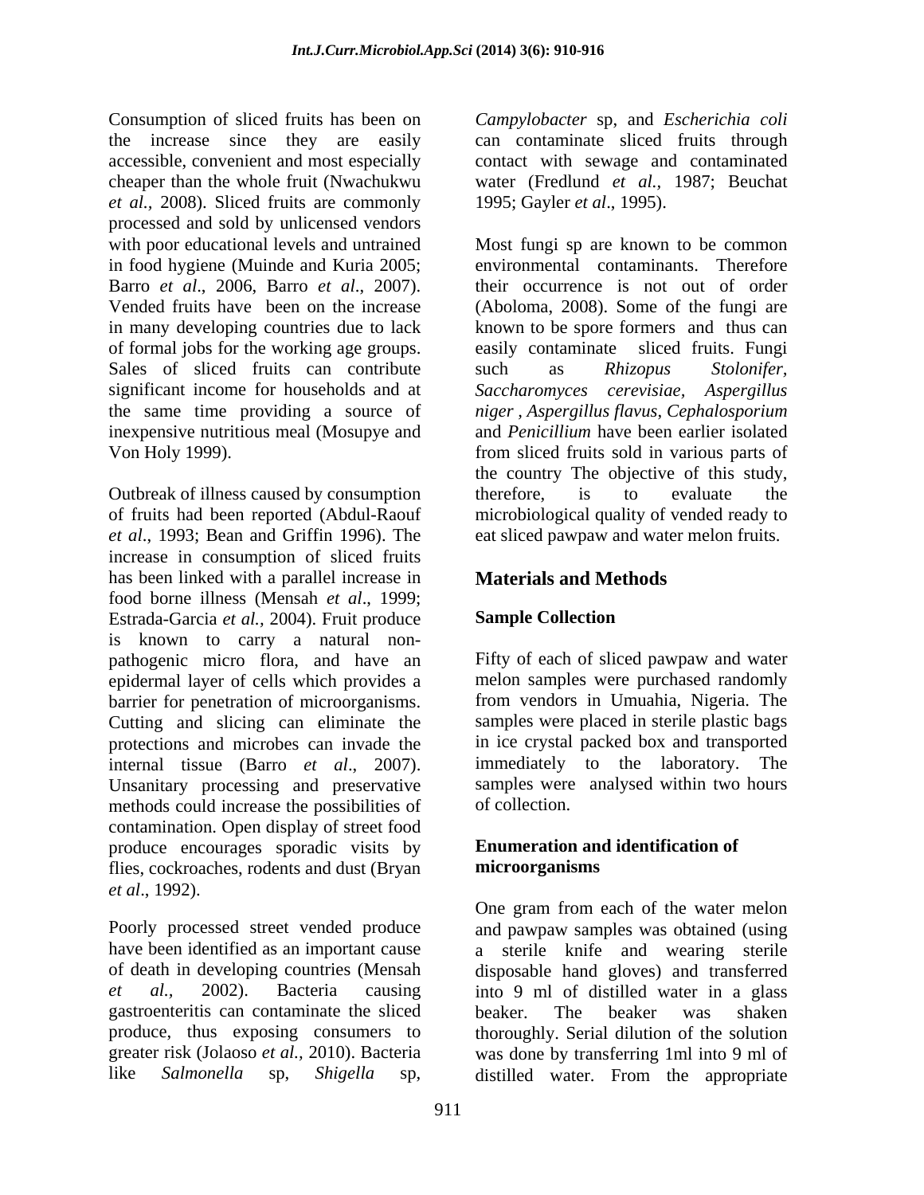Consumption of sliced fruits has been on the increase since they are easily accessible, convenient and most especially cheaper than the whole fruit (Nwachukwu *et al.*, 2008). Sliced fruits are commonly processed and sold by unlicensed vendors with poor educational levels and untrained in food hygiene (Muinde and Kuria 2005; Barro *et al*., 2006, Barro *et al*., 2007). Vended fruits have been on the increase in many developing countries due to lack of formal jobs for the working age groups. Sales of sliced fruits can contribute significant income for households and at the same time providing a source of inexpensive nutritious meal (Mosupye and Von Holy 1999).

Outbreak of illness caused by consumption of fruits had been reported (Abdul-Raouf *et al*., 1993; Bean and Griffin 1996). The increase in consumption of sliced fruits has been linked with a parallel increase in food borne illness (Mensah *et al*., 1999; Estrada-Garcia *et al.,* 2004). Fruit produce is known to carry a natural non-pathogenic micro flora, and have an epidermal layer of cells which provides a barrier for penetration of microorganisms. Cutting and slicing can eliminate the protections and microbes can invade the internal tissue (Barro *et al*., 2007). Unsanitary processing and preservative methods could increase the possibilities of contamination. Open display of street food produce encourages sporadic visits by flies, cockroaches, rodents and dust (Bryan *et al*., 1992).

Poorly processed street vended produce have been identified as an important cause of death in developing countries (Mensah *et al.,* 2002). Bacteria causing gastroenteritis can contaminate the sliced produce, thus exposing consumers to greater risk (Jolaoso *et al.,* 2010). Bacteria like *Salmonella* sp, *Shigella* sp, *Campylobacter* sp, and *Escherichia coli* can contaminate sliced fruits through contact with sewage and contaminated water (Fredlund *et al.*, 1987; Beuchat 1995; Gayler *et al*., 1995).

Most fungi sp are known to be common environmental contaminants. Therefore their occurrence is not out of order (Aboloma, 2008). Some of the fungi are known to be spore formers and thus can easily contaminate sliced fruits. Fungi such as *Rhizopus Stolonifer*, *Saccharomyces cerevisiae*, *Aspergillus niger* , *Aspergillus flavus*, *Cephalosporium* and *Penicillium* have been earlier isolated from sliced fruits sold in various parts of the country The objective of this study, therefore, is to evaluate the microbiological quality of vended ready to eat sliced pawpaw and water melon fruits.

## Materials and Methods

### Sample Collection

Fifty of each of sliced pawpaw and water melon samples were purchased randomly from vendors in Umuahia, Nigeria. The samples were placed in sterile plastic bags in ice crystal packed box and transported immediately to the laboratory. The samples were analysed within two hours of collection.

### Enumeration and identification of microorganisms

One gram from each of the water melon and pawpaw samples was obtained (using a sterile knife and wearing sterile disposable hand gloves) and transferred into 9 ml of distilled water in a glass beaker. The beaker was shaken thoroughly. Serial dilution of the solution was done by transferring 1ml into 9 ml of distilled water. From the appropriate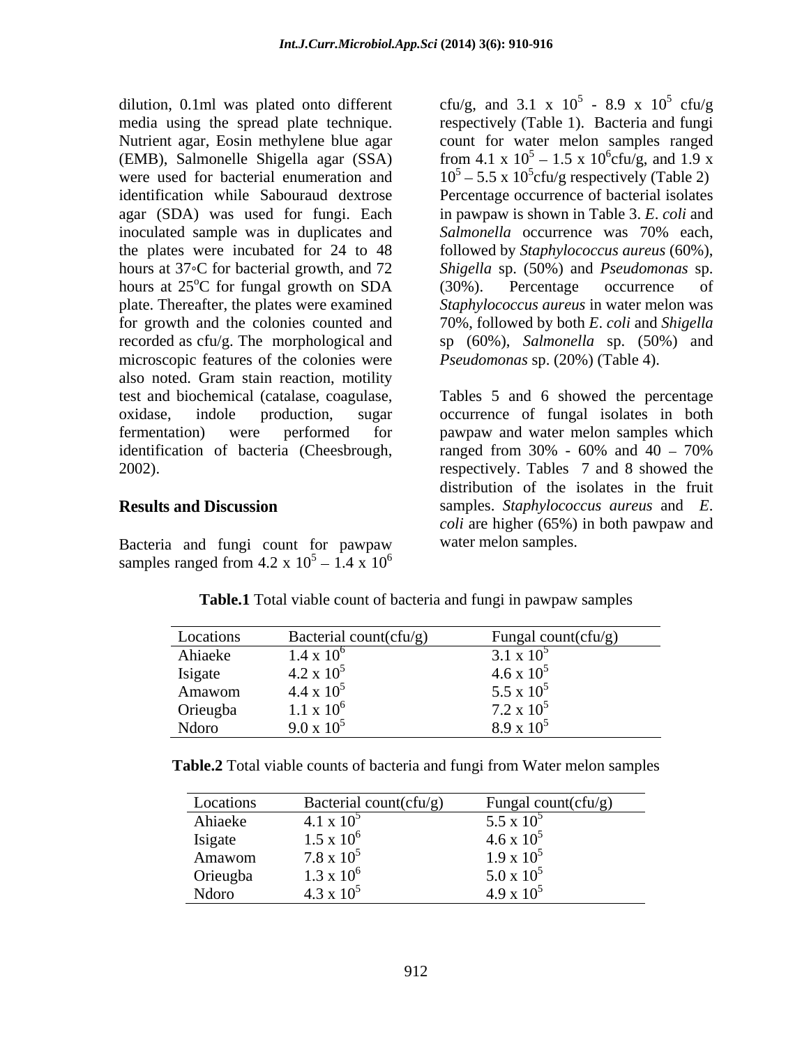dilution, 0.1ml was plated onto different media using the spread plate technique. Nutrient agar, Eosin methylene blue agar (EMB), Salmonelle Shigella agar (SSA) were used for bacterial enumeration and identification while Sabouraud dextrose agar (SDA) was used for fungi. Each inoculated sample was in duplicates and the plates were incubated for 24 to 48 hours at 37◦C for bacterial growth, and 72 hours at 25$^{o}$C for fungal growth on SDA plate. Thereafter, the plates were examined for growth and the colonies counted and recorded as cfu/g. The morphological and microscopic features of the colonies were also noted. Gram stain reaction, motility test and biochemical (catalase, coagulase, oxidase, indole production, sugar fermentation) were performed for identification of bacteria (Cheesbrough, 2002).

## Results and Discussion

Bacteria and fungi count for pawpaw samples ranged from 4.2 x $10^5$ – 1.4 x $10^6$ cfu/g, and 3.1 x $10^5$ - 8.9 x $10^5$ cfu/g respectively (Table 1). Bacteria and fungi count for water melon samples ranged from 4.1 x $10^5$ – 1.5 x $10^6$cfu/g, and 1.9 x $10^5$ – 5.5 x $10^5$cfu/g respectively (Table 2) Percentage occurrence of bacterial isolates in pawpaw is shown in Table 3. *E. coli* and *Salmonella* occurrence was 70% each, followed by *Staphylococcus aureus* (60%), *Shigella* sp. (50%) and *Pseudomonas* sp. (30%). Percentage occurrence of *Staphylococcus aureus* in water melon was 70%, followed by both *E. coli* and *Shigella* sp (60%), *Salmonella* sp. (50%) and *Pseudomonas* sp. (20%) (Table 4).

Tables 5 and 6 showed the percentage occurrence of fungal isolates in both pawpaw and water melon samples which ranged from 30% - 60% and 40 – 70% respectively. Tables 7 and 8 showed the distribution of the isolates in the fruit samples. *Staphylococcus aureus* and *E. coli* are higher (65%) in both pawpaw and water melon samples.

**Table.1** Total viable count of bacteria and fungi in pawpaw samples

| Locations | Bacterial count(cfu/g) | Fungal count(cfu/g) |
|---|---|---|
| Ahiaeke | 1.4 x $10^6$ | 3.1 x $10^5$ |
| Isigate | 4.2 x $10^5$ | 4.6 x $10^5$ |
| Amawom | 4.4 x $10^5$ | 5.5 x $10^5$ |
| Orieugba | 1.1 x $10^6$ | 7.2 x $10^5$ |
| Ndoro | 9.0 x $10^5$ | 8.9 x $10^5$ |

**Table.2** Total viable counts of bacteria and fungi from Water melon samples

| Locations | Bacterial count(cfu/g) | Fungal count(cfu/g) |
|---|---|---|
| Ahiaeke | 4.1 x $10^5$ | 5.5 x $10^5$ |
| Isigate | 1.5 x $10^6$ | 4.6 x $10^5$ |
| Amawom | 7.8 x $10^5$ | 1.9 x $10^5$ |
| Orieugba | 1.3 x $10^6$ | 5.0 x $10^5$ |
| Ndoro | 4.3 x $10^5$ | 4.9 x $10^5$ |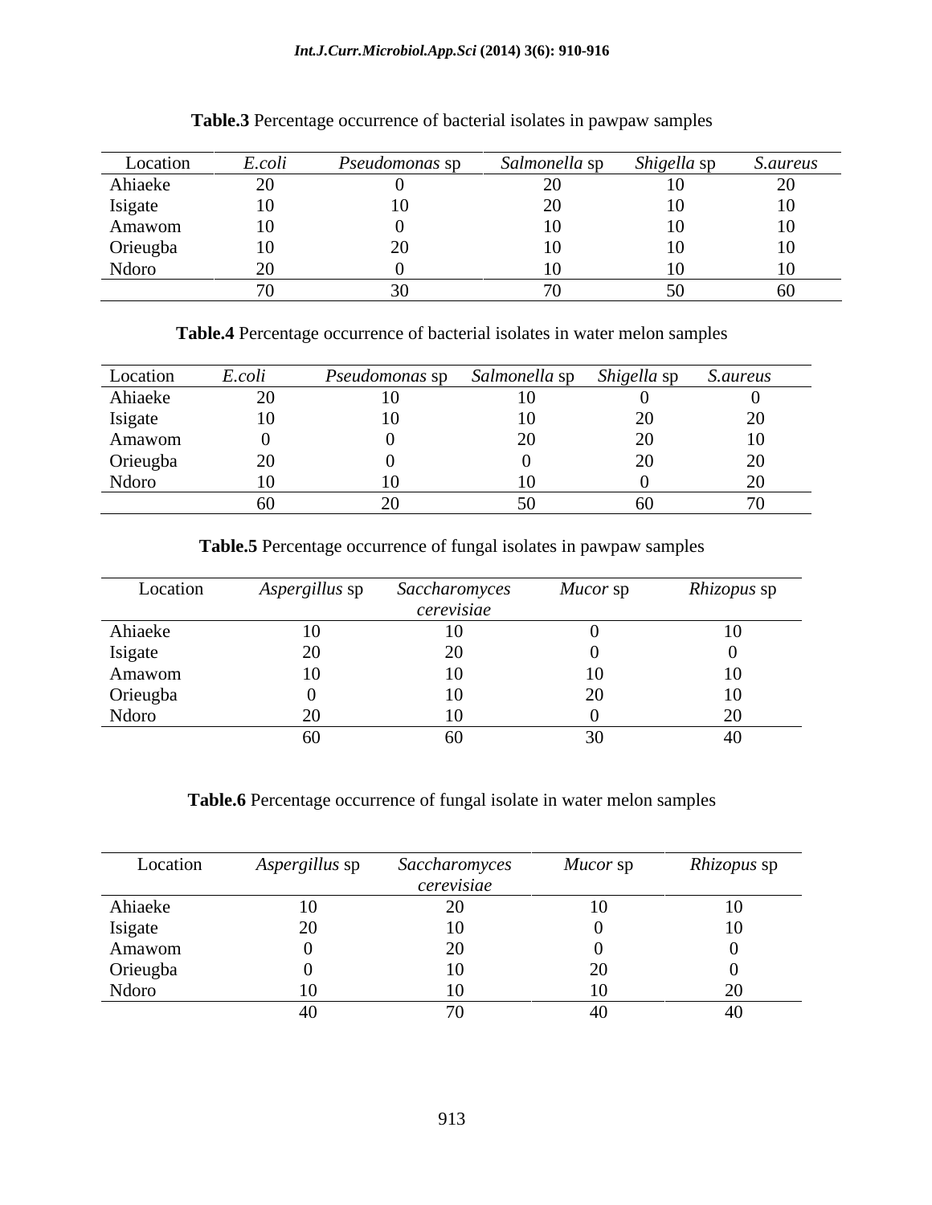**Table.3** Percentage occurrence of bacterial isolates in pawpaw samples

| Location | *E.coli* | *Pseudomonas* sp | *Salmonella* sp | *Shigella* sp | *S.aureus* |
|---|---|---|---|---|---|
| Ahiaeke | 20 | 0 | 20 | 10 | 20 |
| Isigate | 10 | 10 | 20 | 10 | 10 |
| Amawom | 10 | 0 | 10 | 10 | 10 |
| Orieugba | 10 | 20 | 10 | 10 | 10 |
| Ndoro | 20 | 0 | 10 | 10 | 10 |
| | 70 | 30 | 70 | 50 | 60 |

**Table.4** Percentage occurrence of bacterial isolates in water melon samples

| Location | *E.coli* | *Pseudomonas* sp | *Salmonella* sp | *Shigella* sp | *S.aureus* |
|---|---|---|---|---|---|
| Ahiaeke | 20 | 10 | 10 | 0 | 0 |
| Isigate | 10 | 10 | 10 | 20 | 20 |
| Amawom | 0 | 0 | 20 | 20 | 10 |
| Orieugba | 20 | 0 | 0 | 20 | 20 |
| Ndoro | 10 | 10 | 10 | 0 | 20 |
| | 60 | 20 | 50 | 60 | 70 |

**Table.5** Percentage occurrence of fungal isolates in pawpaw samples

| Location | *Aspergillus* sp | *Saccharomyces cerevisiae* | *Mucor* sp | *Rhizopus* sp |
|---|---|---|---|---|
| Ahiaeke | 10 | 10 | 0 | 10 |
| Isigate | 20 | 20 | 0 | 0 |
| Amawom | 10 | 10 | 10 | 10 |
| Orieugba | 0 | 10 | 20 | 10 |
| Ndoro | 20 | 10 | 0 | 20 |
| | 60 | 60 | 30 | 40 |

**Table.6** Percentage occurrence of fungal isolate in water melon samples

| Location | *Aspergillus* sp | *Saccharomyces cerevisiae* | *Mucor* sp | *Rhizopus* sp |
|---|---|---|---|---|
| Ahiaeke | 10 | 20 | 10 | 10 |
| Isigate | 20 | 10 | 0 | 10 |
| Amawom | 0 | 20 | 0 | 0 |
| Orieugba | 0 | 10 | 20 | 0 |
| Ndoro | 10 | 10 | 10 | 20 |
| | 40 | 70 | 40 | 40 |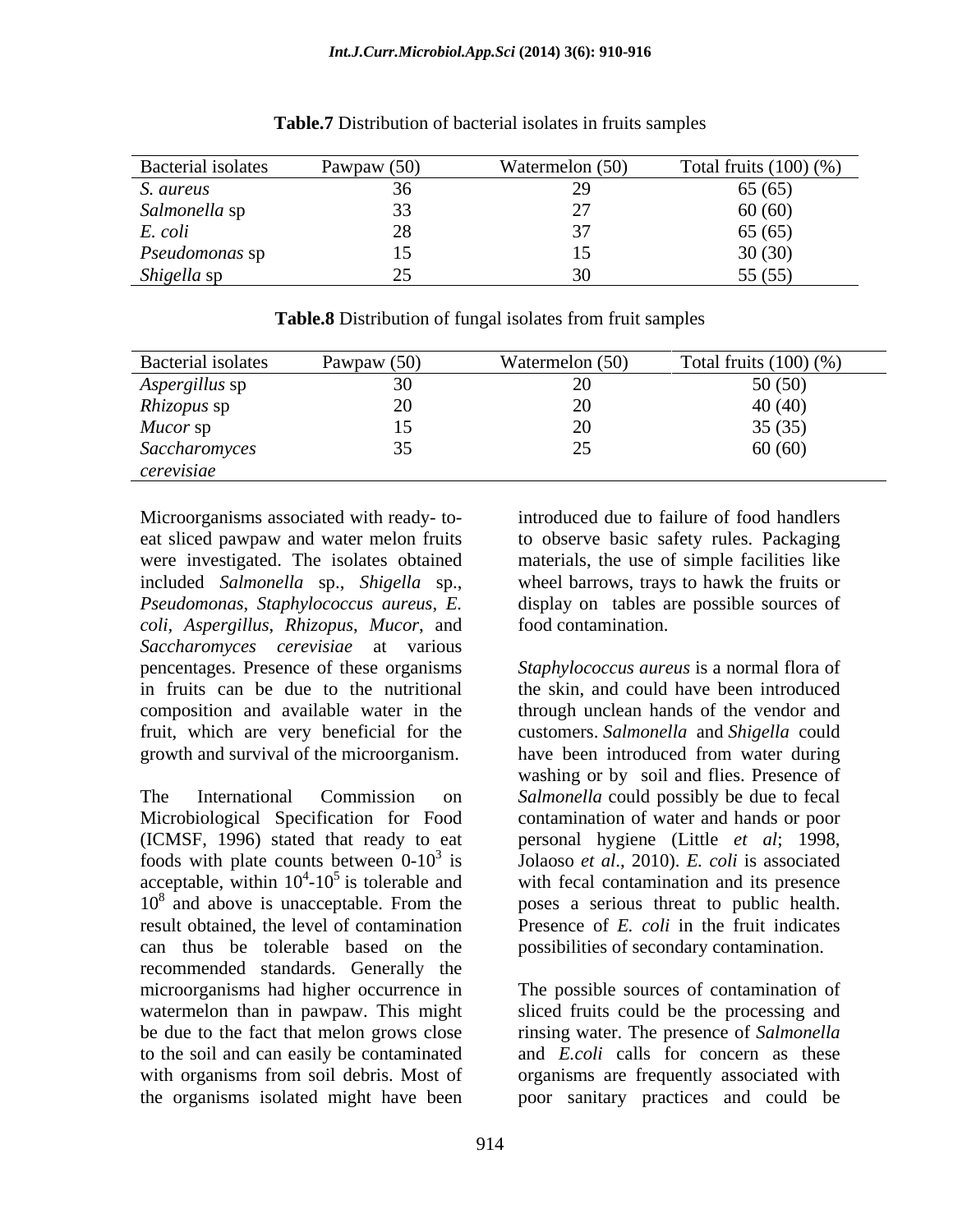**Table.7** Distribution of bacterial isolates in fruits samples

| Bacterial isolates | Pawpaw (50) | Watermelon (50) | Total fruits (100) (%) |
|---|---|---|---|
| *S. aureus* | 36 | 29 | 65 (65) |
| *Salmonella* sp | 33 | 27 | 60 (60) |
| *E. coli* | 28 | 37 | 65 (65) |
| *Pseudomonas* sp | 15 | 15 | 30 (30) |
| *Shigella* sp | 25 | 30 | 55 (55) |

**Table.8** Distribution of fungal isolates from fruit samples

| Bacterial isolates | Pawpaw (50) | Watermelon (50) | Total fruits (100) (%) |
|---|---|---|---|
| *Aspergillus* sp | 30 | 20 | 50 (50) |
| *Rhizopus* sp | 20 | 20 | 40 (40) |
| *Mucor* sp | 15 | 20 | 35 (35) |
| *Saccharomyces cerevisiae* | 35 | 25 | 60 (60) |

Microorganisms associated with ready- to-eat sliced pawpaw and water melon fruits were investigated. The isolates obtained included *Salmonella* sp., *Shigella* sp., *Pseudomonas*, *Staphylococcus aureus*, *E. coli*, *Aspergillus*, *Rhizopus*, *Mucor*, and *Saccharomyces cerevisiae* at various pencentages. Presence of these organisms in fruits can be due to the nutritional composition and available water in the fruit, which are very beneficial for the growth and survival of the microorganism.

The International Commission on Microbiological Specification for Food (ICMSF, 1996) stated that ready to eat foods with plate counts between $0\text{-}10^3$ is acceptable, within $10^4\text{-}10^5$ is tolerable and $10^8$ and above is unacceptable. From the result obtained, the level of contamination can thus be tolerable based on the recommended standards. Generally the microorganisms had higher occurrence in watermelon than in pawpaw. This might be due to the fact that melon grows close to the soil and can easily be contaminated with organisms from soil debris. Most of the organisms isolated might have been introduced due to failure of food handlers to observe basic safety rules. Packaging materials, the use of simple facilities like wheel barrows, trays to hawk the fruits or display on tables are possible sources of food contamination.

*Staphylococcus aureus* is a normal flora of the skin, and could have been introduced through unclean hands of the vendor and customers. *Salmonella* and *Shigella* could have been introduced from water during washing or by soil and flies. Presence of *Salmonella* could possibly be due to fecal contamination of water and hands or poor personal hygiene (Little *et al*; 1998, Jolaoso *et al*., 2010). *E. coli* is associated with fecal contamination and its presence poses a serious threat to public health. Presence of *E. coli* in the fruit indicates possibilities of secondary contamination.

The possible sources of contamination of sliced fruits could be the processing and rinsing water. The presence of *Salmonella* and *E.coli* calls for concern as these organisms are frequently associated with poor sanitary practices and could be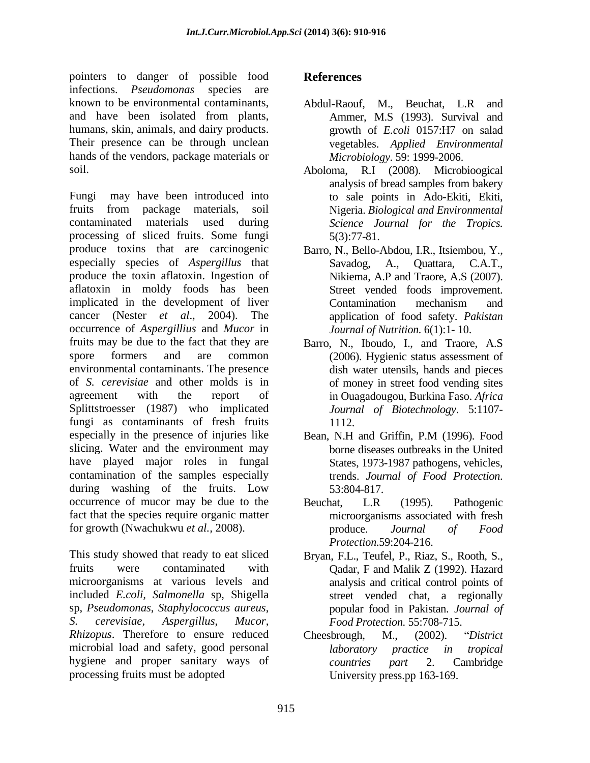pointers to danger of possible food infections. *Pseudomonas* species are known to be environmental contaminants, and have been isolated from plants, humans, skin, animals, and dairy products. Their presence can be through unclean hands of the vendors, package materials or soil.

Fungi may have been introduced into fruits from package materials, soil contaminated materials used during processing of sliced fruits. Some fungi produce toxins that are carcinogenic especially species of *Aspergillus* that produce the toxin aflatoxin. Ingestion of aflatoxin in moldy foods has been implicated in the development of liver cancer (Nester *et al*., 2004). The occurrence of *Aspergillius* and *Mucor* in fruits may be due to the fact that they are spore formers and are common environmental contaminants. The presence of *S. cerevisiae* and other molds is in agreement with the report of Splittstroesser (1987) who implicated fungi as contaminants of fresh fruits especially in the presence of injuries like slicing. Water and the environment may have played major roles in fungal contamination of the samples especially during washing of the fruits. Low occurrence of mucor may be due to the fact that the species require organic matter for growth (Nwachukwu *et al.*, 2008).

This study showed that ready to eat sliced fruits were contaminated with microorganisms at various levels and included *E.coli*, *Salmonella* sp, Shigella sp, *Pseudomonas*, *Staphylococcus aureus*, *S. cerevisiae*, *Aspergillus*, *Mucor*, *Rhizopus*. Therefore to ensure reduced microbial load and safety, good personal hygiene and proper sanitary ways of processing fruits must be adopted

## References

Abdul-Raouf, M., Beuchat, L.R and Ammer, M.S (1993). Survival and growth of *E.coli* 0157:H7 on salad vegetables. *Applied Environmental Microbiology*. 59: 1999-2006.

Aboloma, R.I (2008). Microbioogical analysis of bread samples from bakery to sale points in Ado-Ekiti, Ekiti, Nigeria. *Biological and Environmental Science Journal for the Tropics.* 5(3):77-81.

Barro, N., Bello-Abdou, I.R., Itsiembou, Y., Savadog, A., Quattara, C.A.T., Nikiema, A.P and Traore, A.S (2007). Street vended foods improvement. Contamination mechanism and application of food safety. *Pakistan Journal of Nutrition.* 6(1):1- 10.

Barro, N., Iboudo, I., and Traore, A.S (2006). Hygienic status assessment of dish water utensils, hands and pieces of money in street food vending sites in Ouagadougou, Burkina Faso. *Africa Journal of Biotechnology*. 5:1107-1112.

Bean, N.H and Griffin, P.M (1996). Food borne diseases outbreaks in the United States, 1973-1987 pathogens, vehicles, trends. *Journal of Food Protection*. 53:804-817.

Beuchat, L.R (1995). Pathogenic microorganisms associated with fresh produce. *Journal of Food Protection.*59:204-216.

Bryan, F.L., Teufel, P., Riaz, S., Rooth, S., Qadar, F and Malik Z (1992). Hazard analysis and critical control points of street vended chat, a regionally popular food in Pakistan. *Journal of Food Protection.* 55:708-715.

Cheesbrough, M., (2002). "*District laboratory practice in tropical countries part* 2. Cambridge University press.pp 163-169.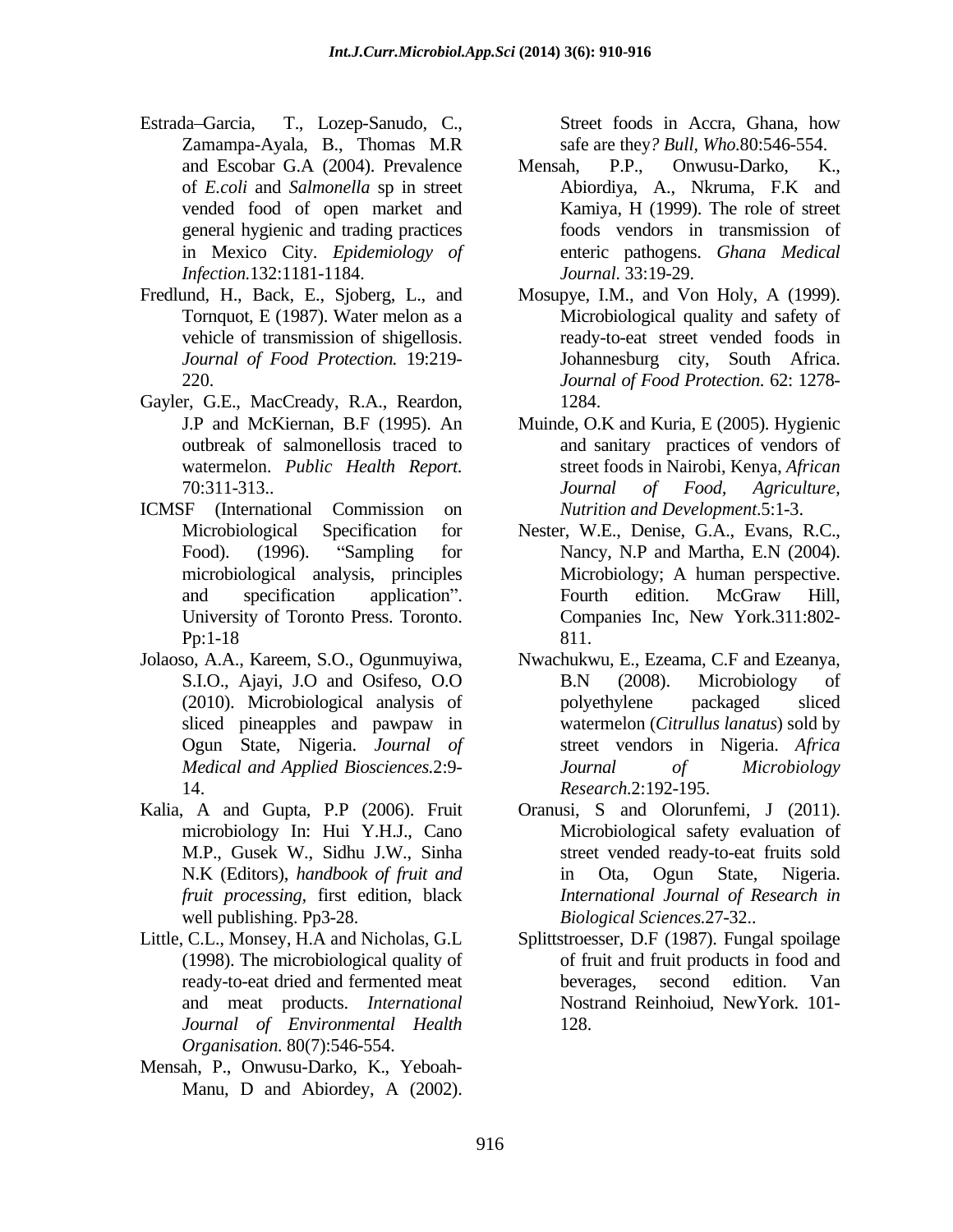Estrada–Garcia, T., Lozep-Sanudo, C., Zamampa-Ayala, B., Thomas M.R and Escobar G.A (2004). Prevalence of *E.coli* and *Salmonella* sp in street vended food of open market and general hygienic and trading practices in Mexico City. *Epidemiology of Infection.*132:1181-1184.

Fredlund, H., Back, E., Sjoberg, L., and Tornquot, E (1987). Water melon as a vehicle of transmission of shigellosis. *Journal of Food Protection.* 19:219-220.

Gayler, G.E., MacCready, R.A., Reardon, J.P and McKiernan, B.F (1995). An outbreak of salmonellosis traced to watermelon. *Public Health Report.* 70:311-313..

ICMSF (International Commission on Microbiological Specification for Food). (1996). "Sampling for microbiological analysis, principles and specification application". University of Toronto Press. Toronto. Pp:1-18

Jolaoso, A.A., Kareem, S.O., Ogunmuyiwa, S.I.O., Ajayi, J.O and Osifeso, O.O (2010). Microbiological analysis of sliced pineapples and pawpaw in Ogun State, Nigeria. *Journal of Medical and Applied Biosciences.*2:9-14.

Kalia, A and Gupta, P.P (2006). Fruit microbiology In: Hui Y.H.J., Cano M.P., Gusek W., Sidhu J.W., Sinha N.K (Editors), *handbook of fruit and fruit processing*, first edition, black well publishing. Pp3-28.

Little, C.L., Monsey, H.A and Nicholas, G.L (1998). The microbiological quality of ready-to-eat dried and fermented meat and meat products. *International Journal of Environmental Health Organisation.* 80(7):546-554.

Mensah, P., Onwusu-Darko, K., Yeboah-Manu, D and Abiordey, A (2002). Street foods in Accra, Ghana, how safe are they*? Bull, Who.*80:546-554.

Mensah, P.P., Onwusu-Darko, K., Abiordiya, A., Nkruma, F.K and Kamiya, H (1999). The role of street foods vendors in transmission of enteric pathogens. *Ghana Medical Journal.* 33:19-29.

Mosupye, I.M., and Von Holy, A (1999). Microbiological quality and safety of ready-to-eat street vended foods in Johannesburg city, South Africa. *Journal of Food Protection.* 62: 1278-1284.

Muinde, O.K and Kuria, E (2005). Hygienic and sanitary practices of vendors of street foods in Nairobi, Kenya, *African Journal of Food, Agriculture, Nutrition and Development.*5:1-3.

Nester, W.E., Denise, G.A., Evans, R.C., Nancy, N.P and Martha, E.N (2004). Microbiology; A human perspective. Fourth edition. McGraw Hill, Companies Inc, New York.311:802-811.

Nwachukwu, E., Ezeama, C.F and Ezeanya, B.N (2008). Microbiology of polyethylene packaged sliced watermelon (*Citrullus lanatus*) sold by street vendors in Nigeria. *Africa Journal of Microbiology Research.*2:192-195.

Oranusi, S and Olorunfemi, J (2011). Microbiological safety evaluation of street vended ready-to-eat fruits sold in Ota, Ogun State, Nigeria. *International Journal of Research in Biological Sciences*.27-32..

Splittstroesser, D.F (1987). Fungal spoilage of fruit and fruit products in food and beverages, second edition. Van Nostrand Reinhoiud, NewYork. 101-128.